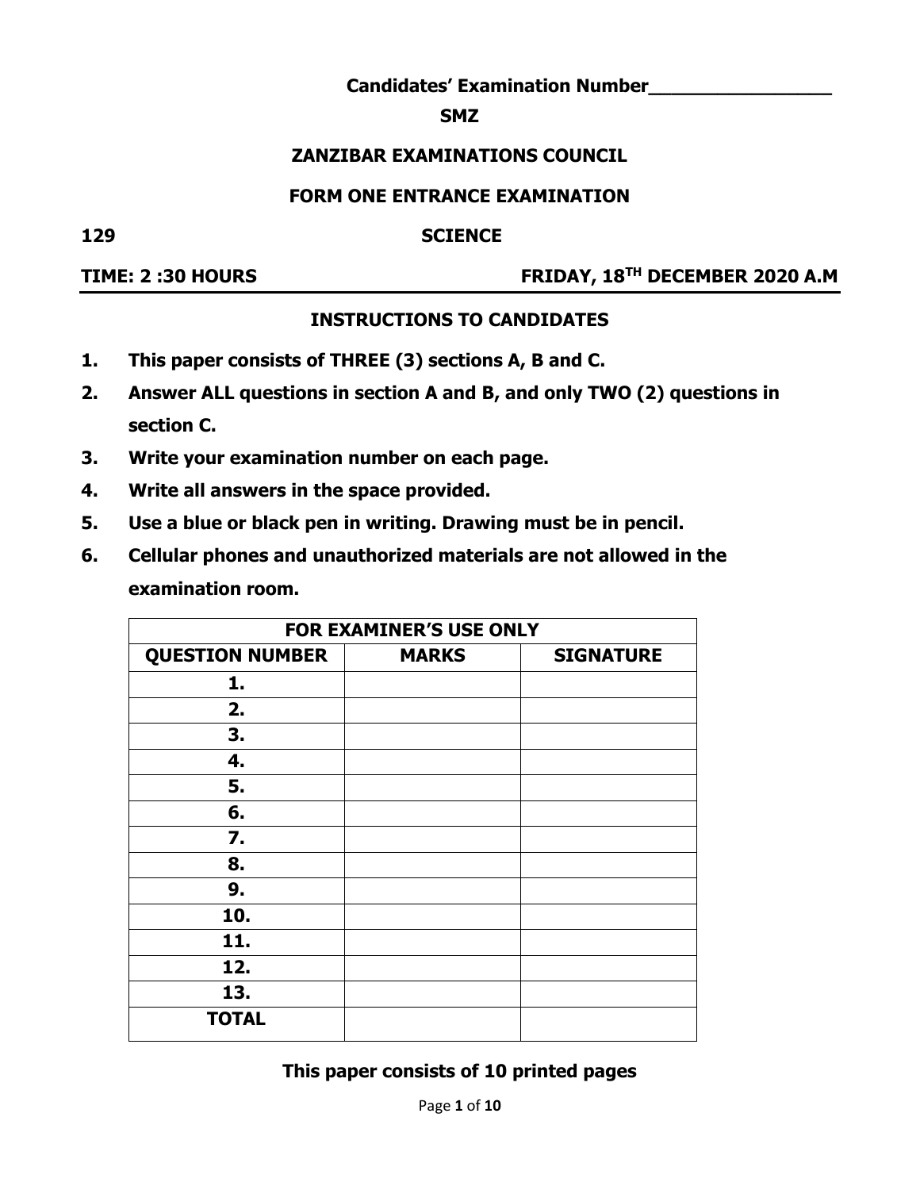**Candidates' Examination Number________________**

**SMZ**

# ZANZIBAR EXAMINATIONS COUNCIL

## FORM ONE ENTRANCE EXAMINATION

**129** **SCIENCE**

**TIME: 2 :30 HOURS** **FRIDAY, 18TH DECEMBER 2020 A.M**

### INSTRUCTIONS TO CANDIDATES

1. **This paper consists of THREE (3) sections A, B and C.**
2. **Answer ALL questions in section A and B, and only TWO (2) questions in section C.**
3. **Write your examination number on each page.**
4. **Write all answers in the space provided.**
5. **Use a blue or black pen in writing. Drawing must be in pencil.**
6. **Cellular phones and unauthorized materials are not allowed in the examination room.**

| FOR EXAMINER'S USE ONLY | | |
|---|---|---|
| **QUESTION NUMBER** | **MARKS** | **SIGNATURE** |
| **1.** | | |
| **2.** | | |
| **3.** | | |
| **4.** | | |
| **5.** | | |
| **6.** | | |
| **7.** | | |
| **8.** | | |
| **9.** | | |
| **10.** | | |
| **11.** | | |
| **12.** | | |
| **13.** | | |
| **TOTAL** | | |

**This paper consists of 10 printed pages**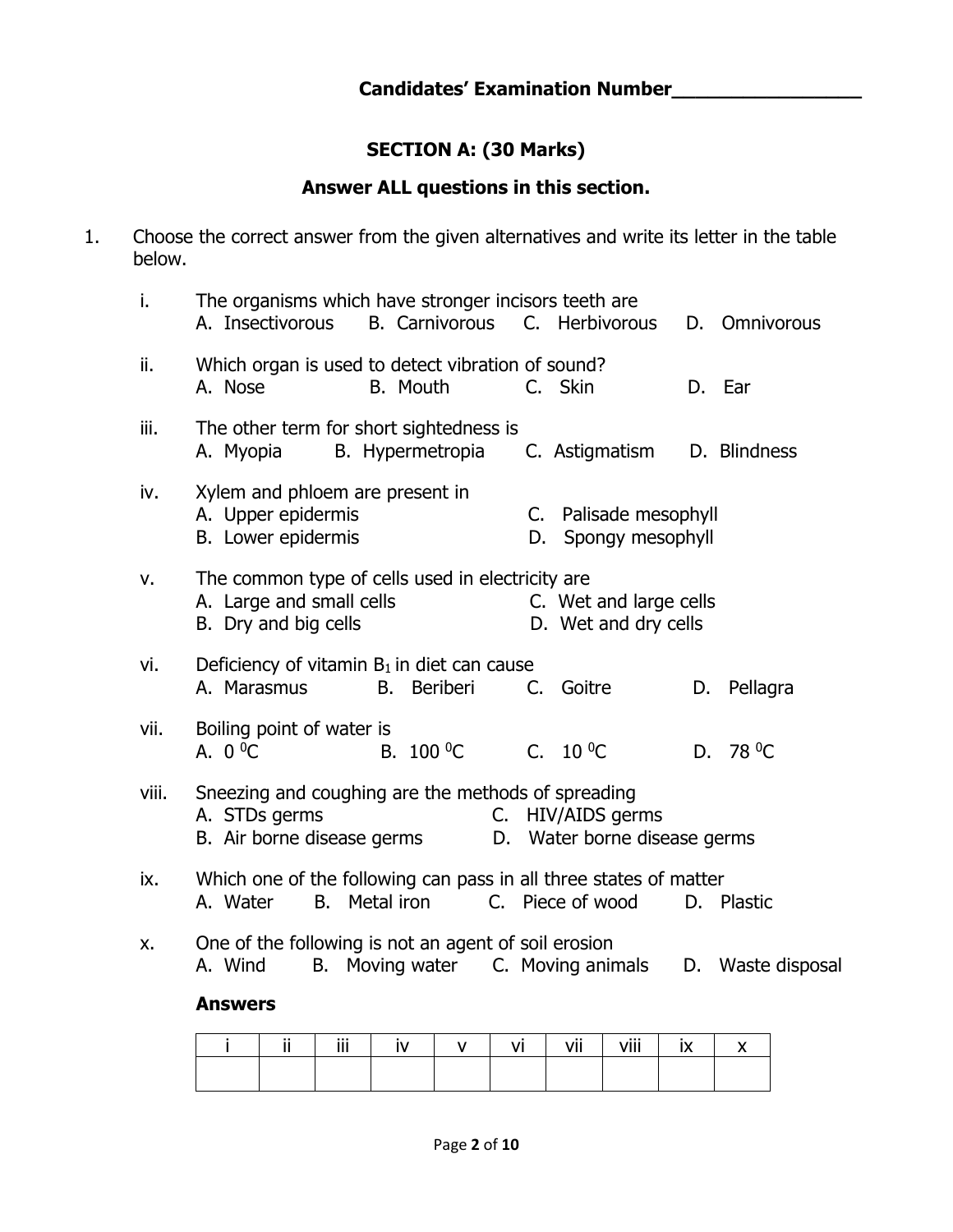**Candidates' Examination Number_________________**

## SECTION A: (30 Marks)

**Answer ALL questions in this section.**

1. Choose the correct answer from the given alternatives and write its letter in the table below.

   i. The organisms which have stronger incisors teeth are
   A. Insectivorous B. Carnivorous C. Herbivorous D. Omnivorous

   ii. Which organ is used to detect vibration of sound?
   A. Nose B. Mouth C. Skin D. Ear

   iii. The other term for short sightedness is
   A. Myopia B. Hypermetropia C. Astigmatism D. Blindness

   iv. Xylem and phloem are present in
   A. Upper epidermis
   B. Lower epidermis
   C. Palisade mesophyll
   D. Spongy mesophyll

   v. The common type of cells used in electricity are
   A. Large and small cells
   B. Dry and big cells
   C. Wet and large cells
   D. Wet and dry cells

   vi. Deficiency of vitamin $B_1$ in diet can cause
   A. Marasmus B. Beriberi C. Goitre D. Pellagra

   vii. Boiling point of water is
   A. $0\ ^0C$ B. $100\ ^0C$ C. $10\ ^0C$ D. $78\ ^0C$

   viii. Sneezing and coughing are the methods of spreading
   A. STDs germs
   B. Air borne disease germs
   C. HIV/AIDS germs
   D. Water borne disease germs

   ix. Which one of the following can pass in all three states of matter
   A. Water B. Metal iron C. Piece of wood D. Plastic

   x. One of the following is not an agent of soil erosion
   A. Wind B. Moving water C. Moving animals D. Waste disposal

**Answers**

| i | ii | iii | iv | v | vi | vii | viii | ix | x |
|---|---|---|---|---|---|---|---|---|---|
| | | | | | | | | | |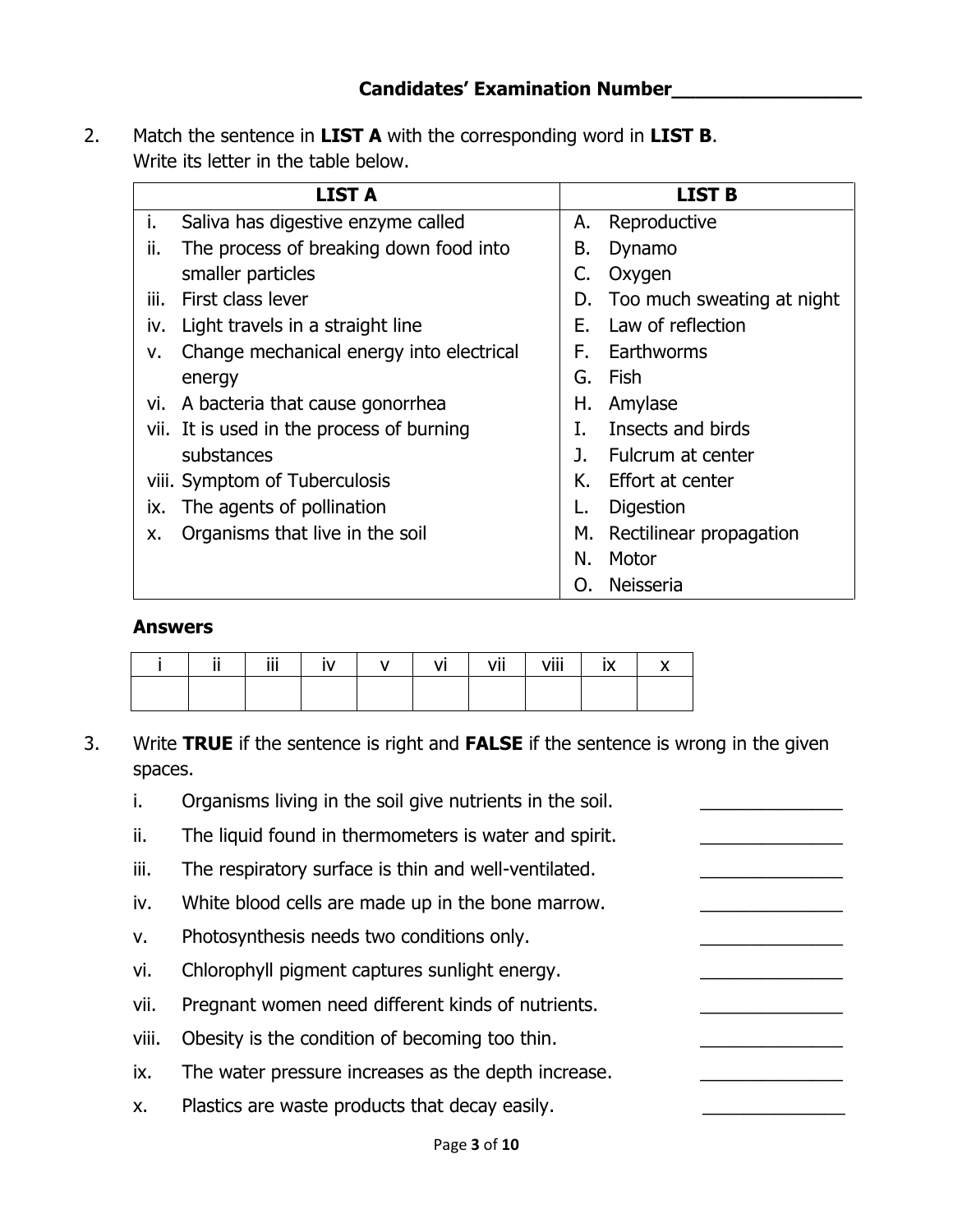**Candidates' Examination Number\_\_\_\_\_\_\_\_\_\_\_\_\_\_\_\_\_**

2. Match the sentence in **LIST A** with the corresponding word in **LIST B**.
   Write its letter in the table below.

| LIST A | LIST B |
|---|---|
| i. Saliva has digestive enzyme called<br>ii. The process of breaking down food into smaller particles<br>iii. First class lever<br>iv. Light travels in a straight line<br>v. Change mechanical energy into electrical energy<br>vi. A bacteria that cause gonorrhea<br>vii. It is used in the process of burning substances<br>viii. Symptom of Tuberculosis<br>ix. The agents of pollination<br>x. Organisms that live in the soil | A. Reproductive<br>B. Dynamo<br>C. Oxygen<br>D. Too much sweating at night<br>E. Law of reflection<br>F. Earthworms<br>G. Fish<br>H. Amylase<br>I. Insects and birds<br>J. Fulcrum at center<br>K. Effort at center<br>L. Digestion<br>M. Rectilinear propagation<br>N. Motor<br>O. Neisseria |

**Answers**

| i | ii | iii | iv | v | vi | vii | viii | ix | x |
|---|---|---|---|---|---|---|---|---|---|
| | | | | | | | | | |

3. Write **TRUE** if the sentence is right and **FALSE** if the sentence is wrong in the given spaces.

   i. Organisms living in the soil give nutrients in the soil. \_\_\_\_\_\_\_\_\_\_\_\_\_\_
   
   ii. The liquid found in thermometers is water and spirit. \_\_\_\_\_\_\_\_\_\_\_\_\_\_
   
   iii. The respiratory surface is thin and well-ventilated. \_\_\_\_\_\_\_\_\_\_\_\_\_\_
   
   iv. White blood cells are made up in the bone marrow. \_\_\_\_\_\_\_\_\_\_\_\_\_\_
   
   v. Photosynthesis needs two conditions only. \_\_\_\_\_\_\_\_\_\_\_\_\_\_
   
   vi. Chlorophyll pigment captures sunlight energy. \_\_\_\_\_\_\_\_\_\_\_\_\_\_
   
   vii. Pregnant women need different kinds of nutrients. \_\_\_\_\_\_\_\_\_\_\_\_\_\_
   
   viii. Obesity is the condition of becoming too thin. \_\_\_\_\_\_\_\_\_\_\_\_\_\_
   
   ix. The water pressure increases as the depth increase. \_\_\_\_\_\_\_\_\_\_\_\_\_\_
   
   x. Plastics are waste products that decay easily. \_\_\_\_\_\_\_\_\_\_\_\_\_\_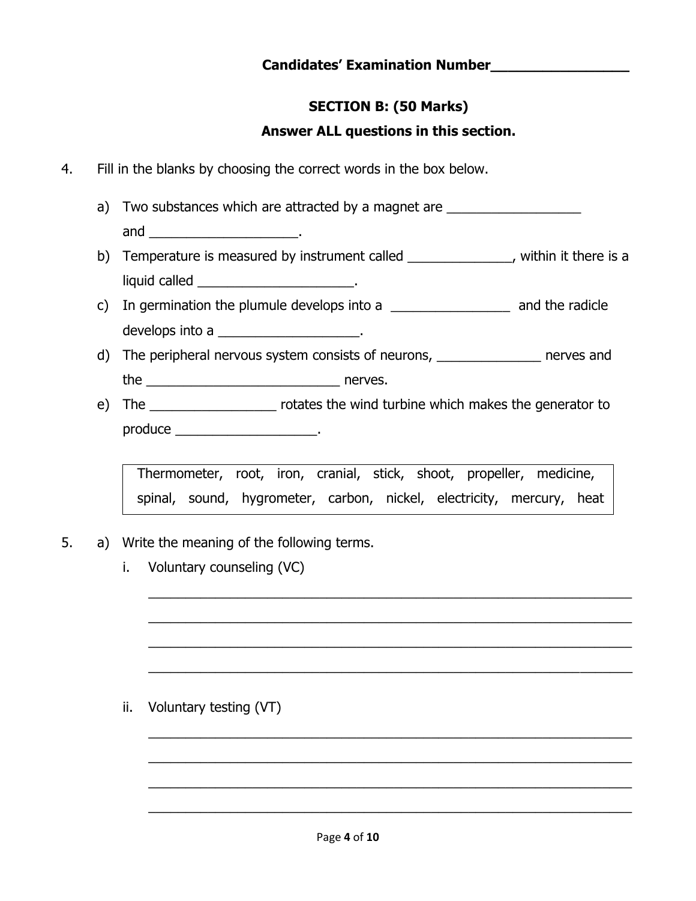**Candidates' Examination Number_________________**

## SECTION B: (50 Marks)

**Answer ALL questions in this section.**

4. Fill in the blanks by choosing the correct words in the box below.

   a) Two substances which are attracted by a magnet are __________________ and ____________________.

   b) Temperature is measured by instrument called ______________, within it there is a liquid called _____________________.

   c) In germination the plumule develops into a ________________ and the radicle develops into a ___________________.

   d) The peripheral nervous system consists of neurons, ______________ nerves and the __________________________ nerves.

   e) The _________________ rotates the wind turbine which makes the generator to produce ___________________.

| Thermometer, root, iron, cranial, stick, shoot, propeller, medicine, spinal, sound, hygrometer, carbon, nickel, electricity, mercury, heat |
|---|

5. a) Write the meaning of the following terms.

   i. Voluntary counseling (VC)

   _________________________________________________________________

   _________________________________________________________________

   _________________________________________________________________

   _________________________________________________________________

   ii. Voluntary testing (VT)

   _________________________________________________________________

   _________________________________________________________________

   _________________________________________________________________

   _________________________________________________________________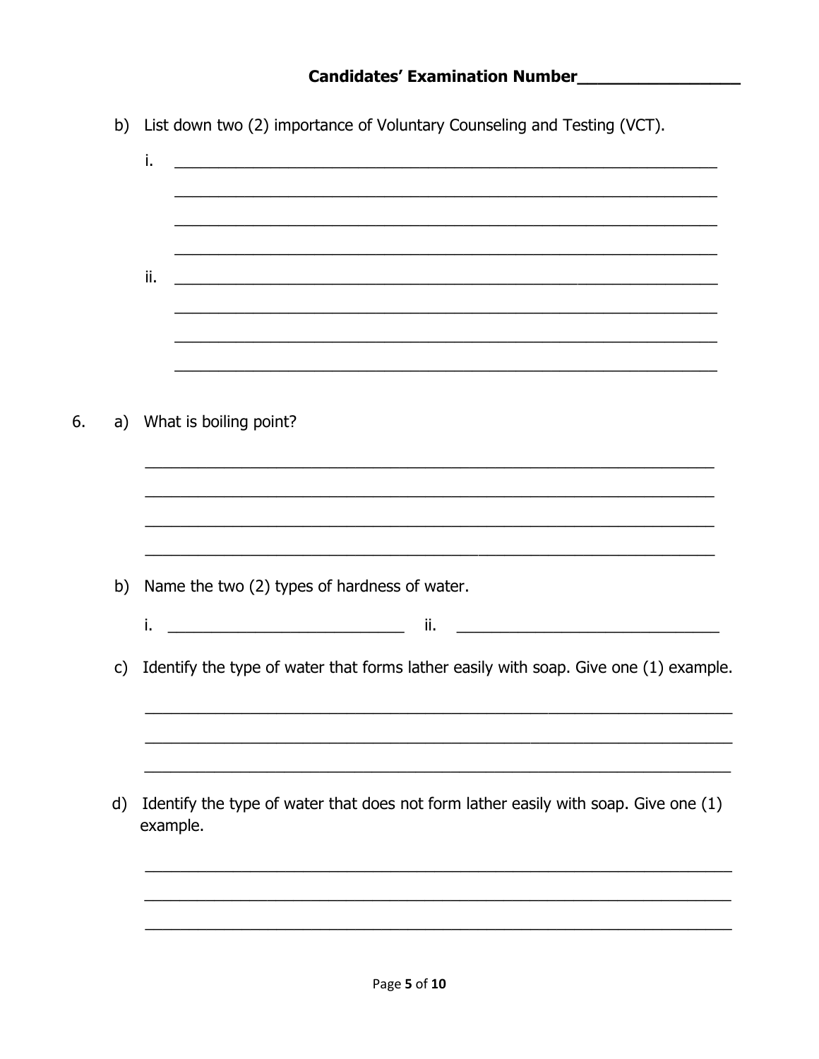**Candidates' Examination Number________________**

b) List down two (2) importance of Voluntary Counseling and Testing (VCT).

i. ____________________________________________________________

____________________________________________________________

____________________________________________________________

____________________________________________________________

ii. ____________________________________________________________

____________________________________________________________

____________________________________________________________

____________________________________________________________

6. a) What is boiling point?

____________________________________________________________

____________________________________________________________

____________________________________________________________

____________________________________________________________

b) Name the two (2) types of hardness of water.

i. ____________________________ ii. ______________________________

c) Identify the type of water that forms lather easily with soap. Give one (1) example.

____________________________________________________________

____________________________________________________________

____________________________________________________________

d) Identify the type of water that does not form lather easily with soap. Give one (1) example.

____________________________________________________________

____________________________________________________________

____________________________________________________________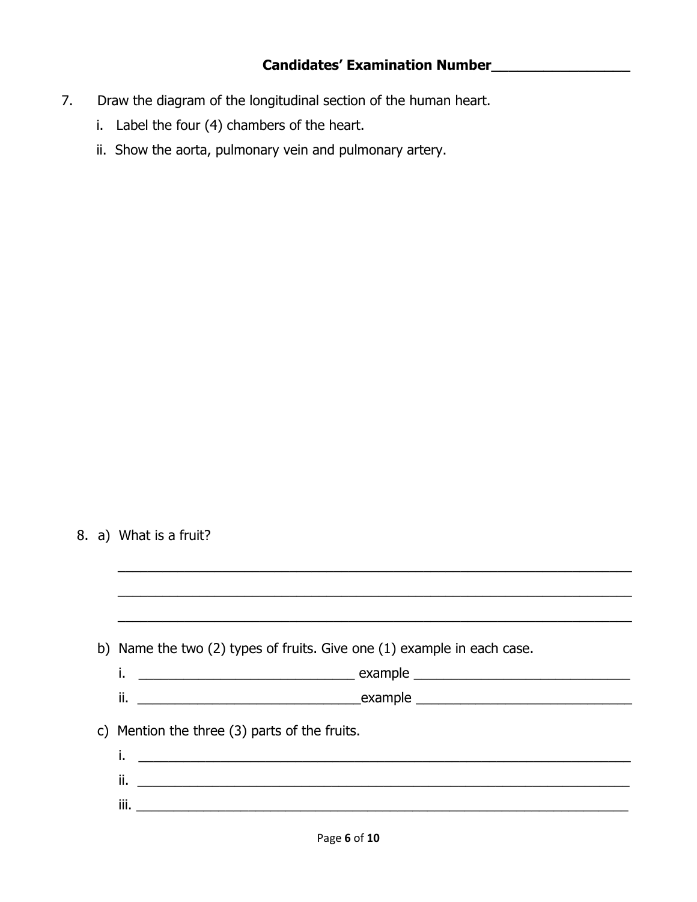**Candidates' Examination Number__________________**

7. Draw the diagram of the longitudinal section of the human heart.
   i. Label the four (4) chambers of the heart.
   ii. Show the aorta, pulmonary vein and pulmonary artery.

8. a) What is a fruit?

   ___________________________________________________________________

   ___________________________________________________________________

   ___________________________________________________________________

   b) Name the two (2) types of fruits. Give one (1) example in each case.
   i. ______________________________ example ______________________________
   ii. ______________________________example ______________________________

   c) Mention the three (3) parts of the fruits.
   i. ___________________________________________________________________
   ii. ___________________________________________________________________
   iii. ___________________________________________________________________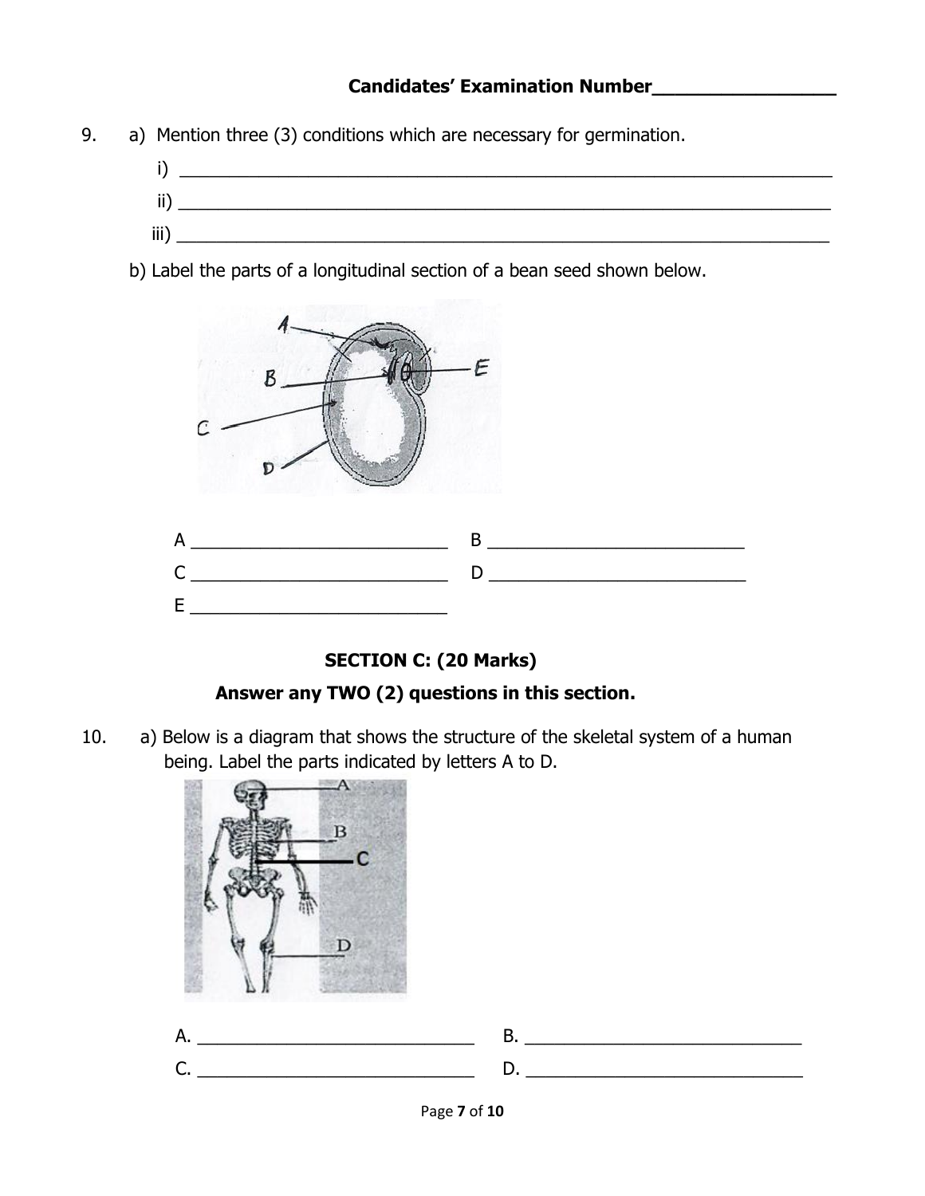**Candidates' Examination Number_________________**

9. a) Mention three (3) conditions which are necessary for germination.

   i) ____________________________________________

   ii) ____________________________________________

   iii) ____________________________________________

   b) Label the parts of a longitudinal section of a bean seed shown below.

   A ______________________ B ______________________

   C ______________________ D ______________________

   E ______________________

## SECTION C: (20 Marks)

**Answer any TWO (2) questions in this section.**

10. a) Below is a diagram that shows the structure of the skeletal system of a human being. Label the parts indicated by letters A to D.

   A. ______________________ B. ______________________

   C. ______________________ D. ______________________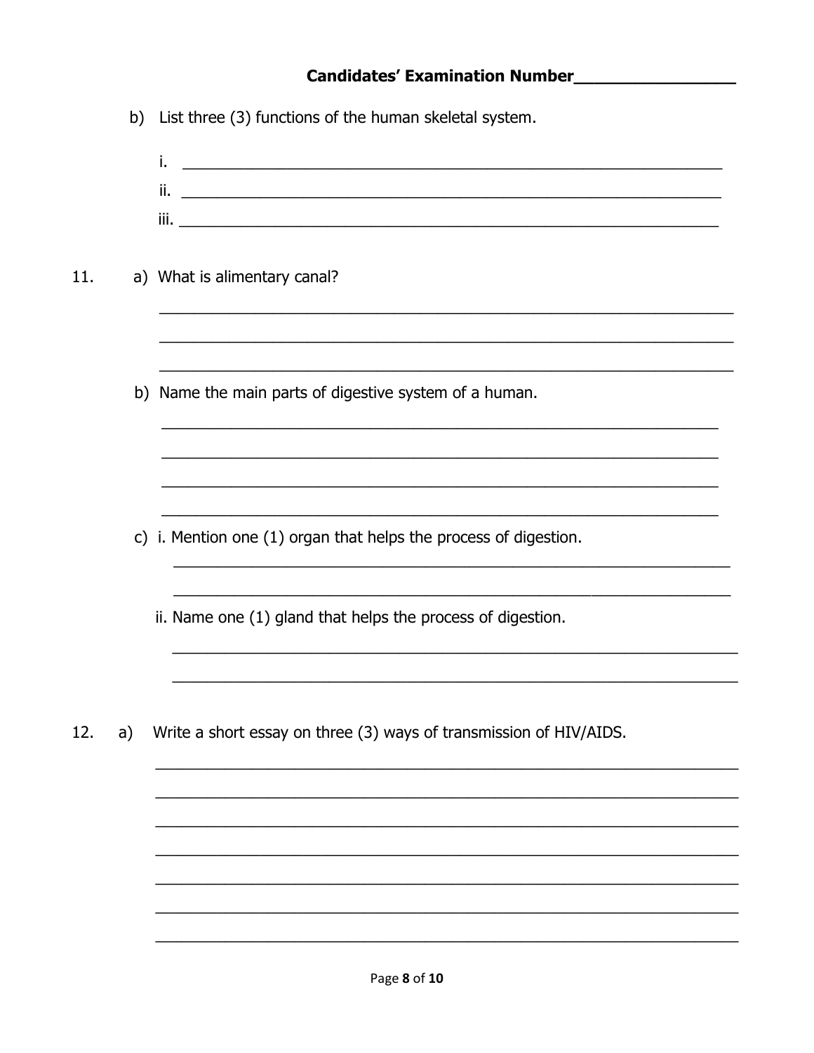**Candidates' Examination Number_________________**

b) List three (3) functions of the human skeletal system.

i. _______________________________________________________________

ii. _______________________________________________________________

iii. _______________________________________________________________

11. a) What is alimentary canal?

_______________________________________________________________

_______________________________________________________________

_______________________________________________________________

b) Name the main parts of digestive system of a human.

_______________________________________________________________

_______________________________________________________________

_______________________________________________________________

_______________________________________________________________

c) i. Mention one (1) organ that helps the process of digestion.

_______________________________________________________________

_______________________________________________________________

ii. Name one (1) gland that helps the process of digestion.

_______________________________________________________________

_______________________________________________________________

12. a) Write a short essay on three (3) ways of transmission of HIV/AIDS.

_______________________________________________________________

_______________________________________________________________

_______________________________________________________________

_______________________________________________________________

_______________________________________________________________

_______________________________________________________________

_______________________________________________________________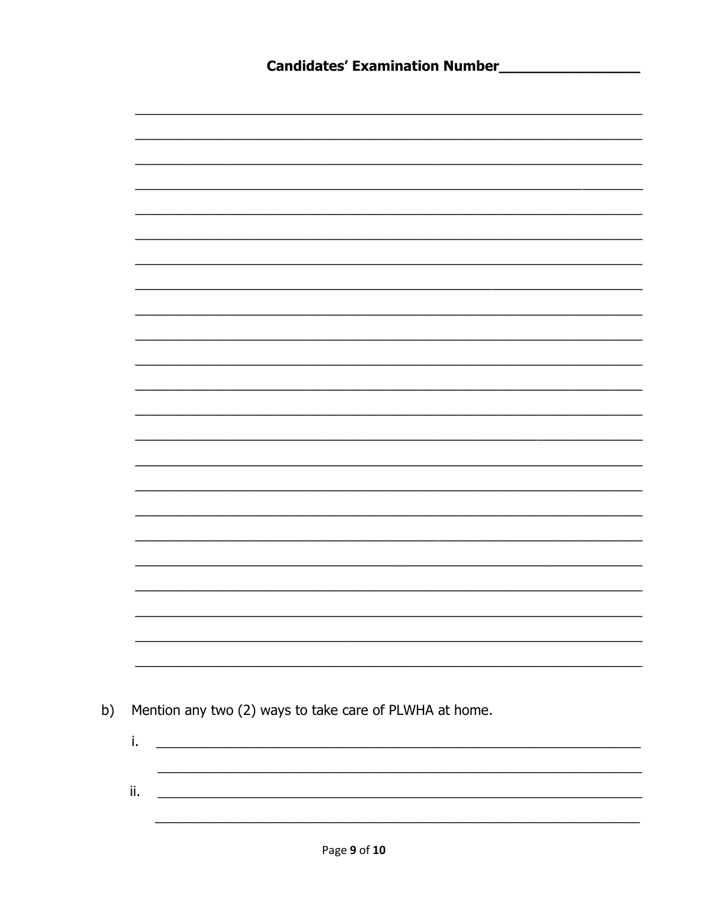**Candidates' Examination Number\_\_\_\_\_\_\_\_\_\_\_\_\_\_\_\_**

b) Mention any two (2) ways to take care of PLWHA at home.

i.

ii.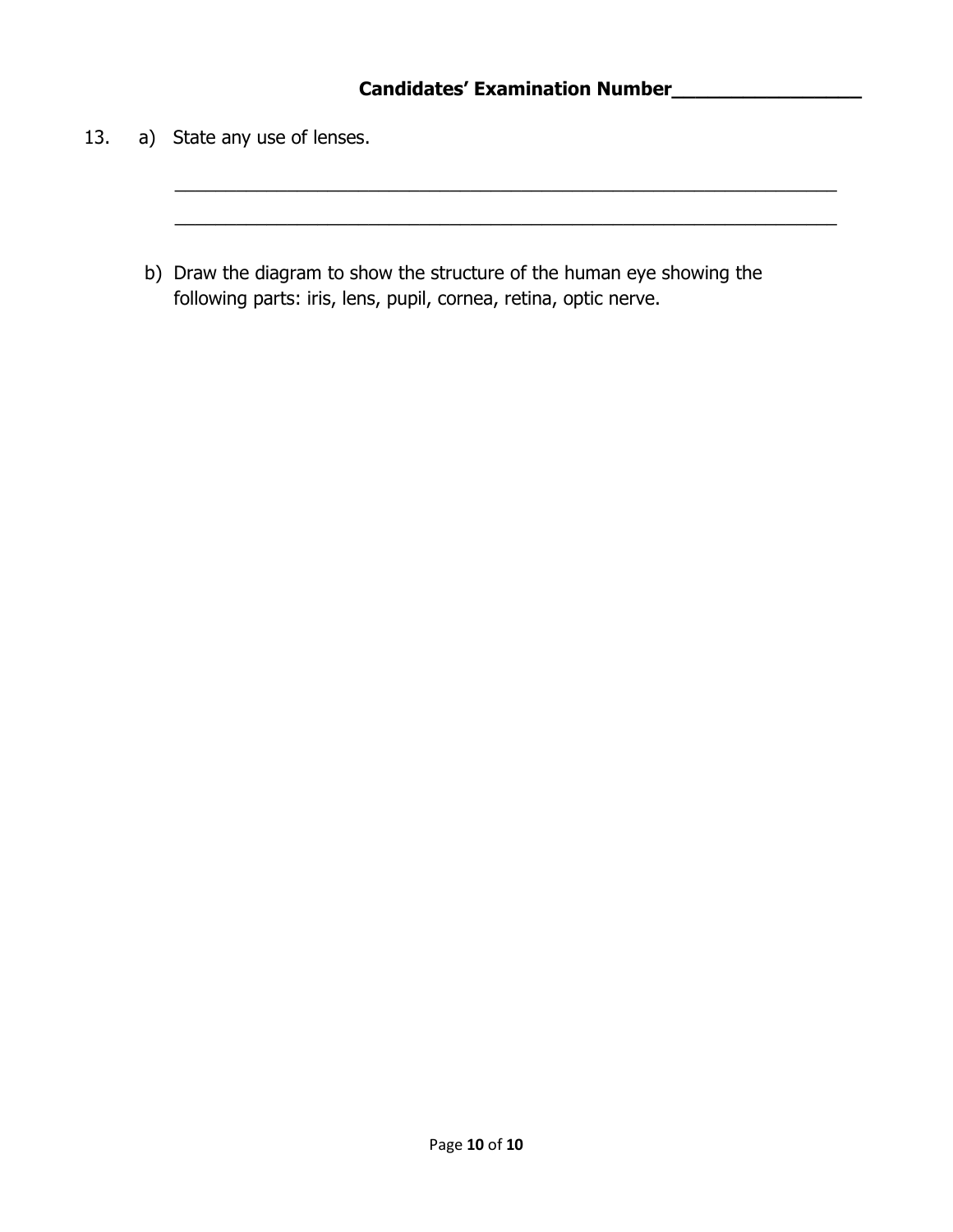**Candidates' Examination Number________________**

13. a) State any use of lenses.

_______________________________________________________________

_______________________________________________________________

b) Draw the diagram to show the structure of the human eye showing the following parts: iris, lens, pupil, cornea, retina, optic nerve.